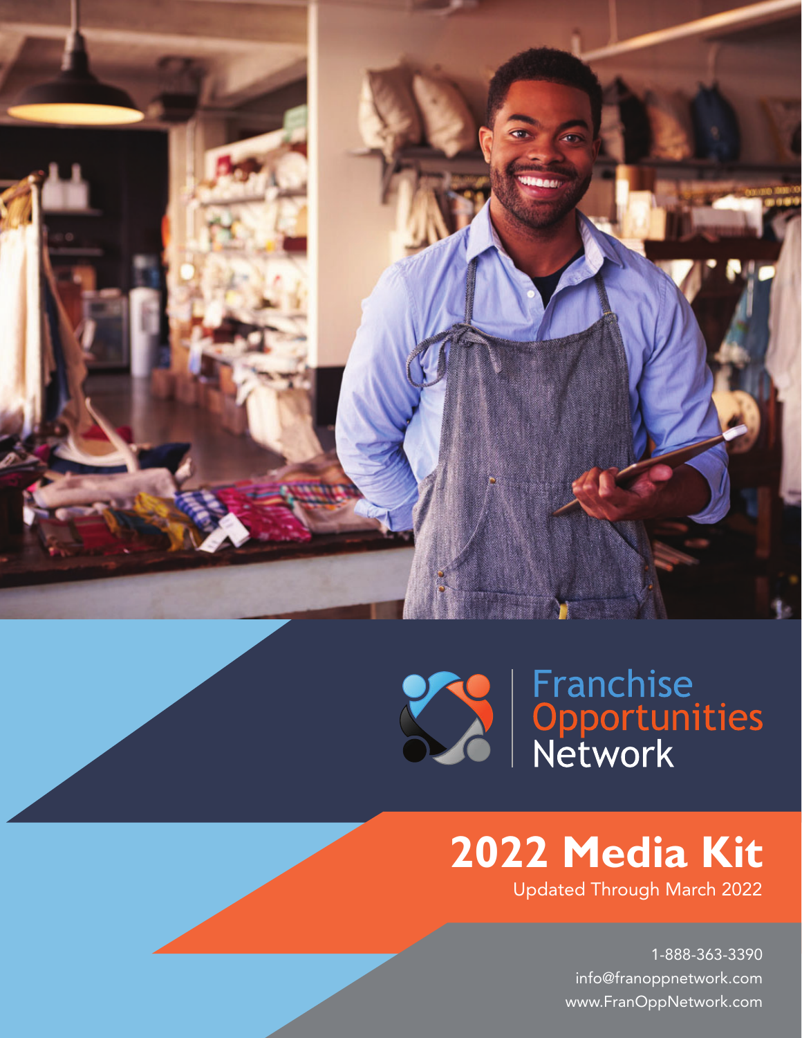Franchise Opportunities Network

# 2022 Media Kit

Updated Through March 2022

1-888-363-3390
info@franoppnetwork.com
www.FranOppNetwork.com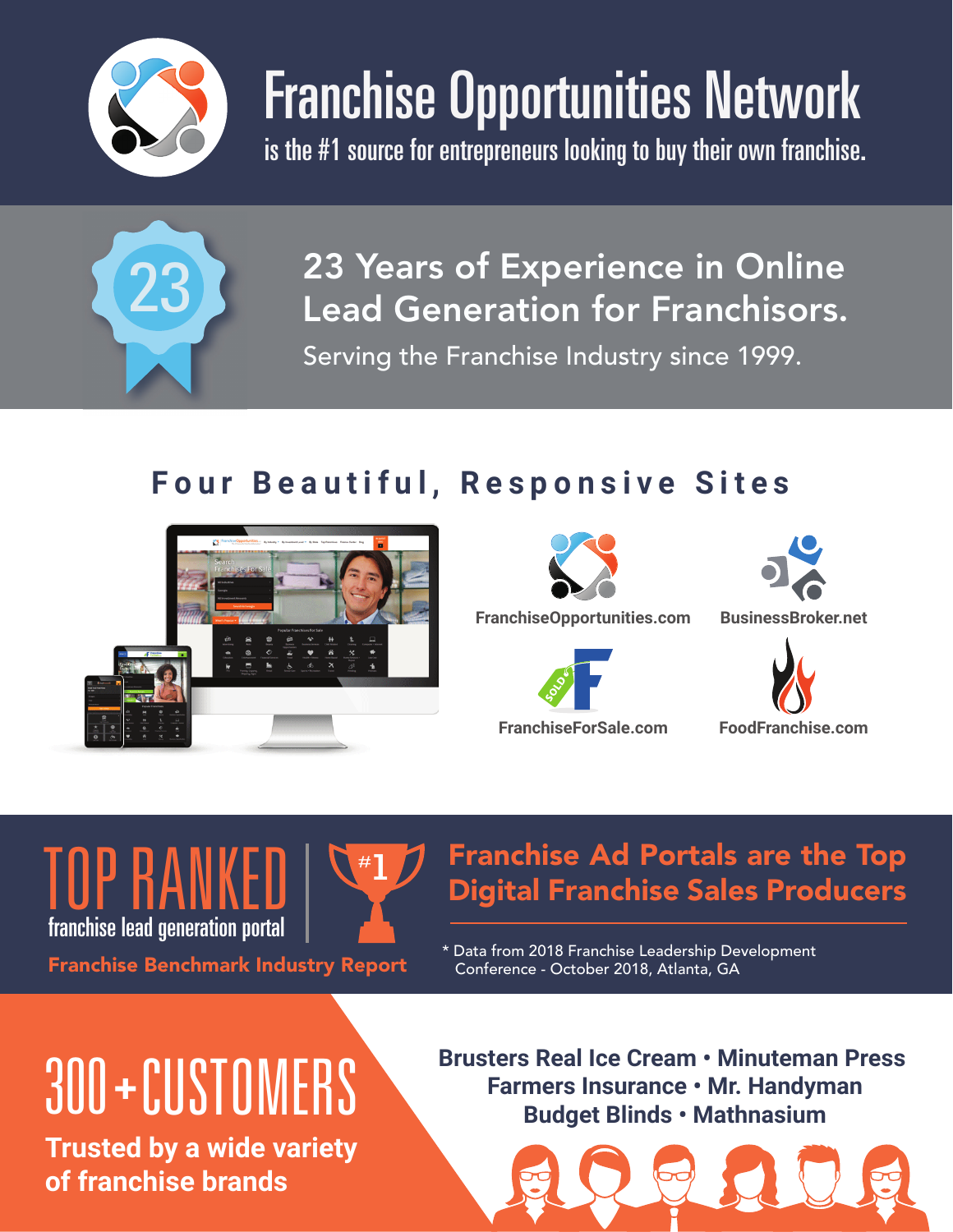# Franchise Opportunities Network

is the #1 source for entrepreneurs looking to buy their own franchise.

23

## 23 Years of Experience in Online Lead Generation for Franchisors.

Serving the Franchise Industry since 1999.

## Four Beautiful, Responsive Sites

- FranchiseOpportunities.com
- BusinessBroker.net
- FranchiseForSale.com
- FoodFranchise.com

## TOP RANKED

franchise lead generation portal

#1

**Franchise Benchmark Industry Report**

## Franchise Ad Portals are the Top Digital Franchise Sales Producers

* Data from 2018 Franchise Leadership Development Conference - October 2018, Atlanta, GA

## 300+CUSTOMERS

**Trusted by a wide variety of franchise brands**

**Brusters Real Ice Cream • Minuteman Press**
**Farmers Insurance • Mr. Handyman**
**Budget Blinds • Mathnasium**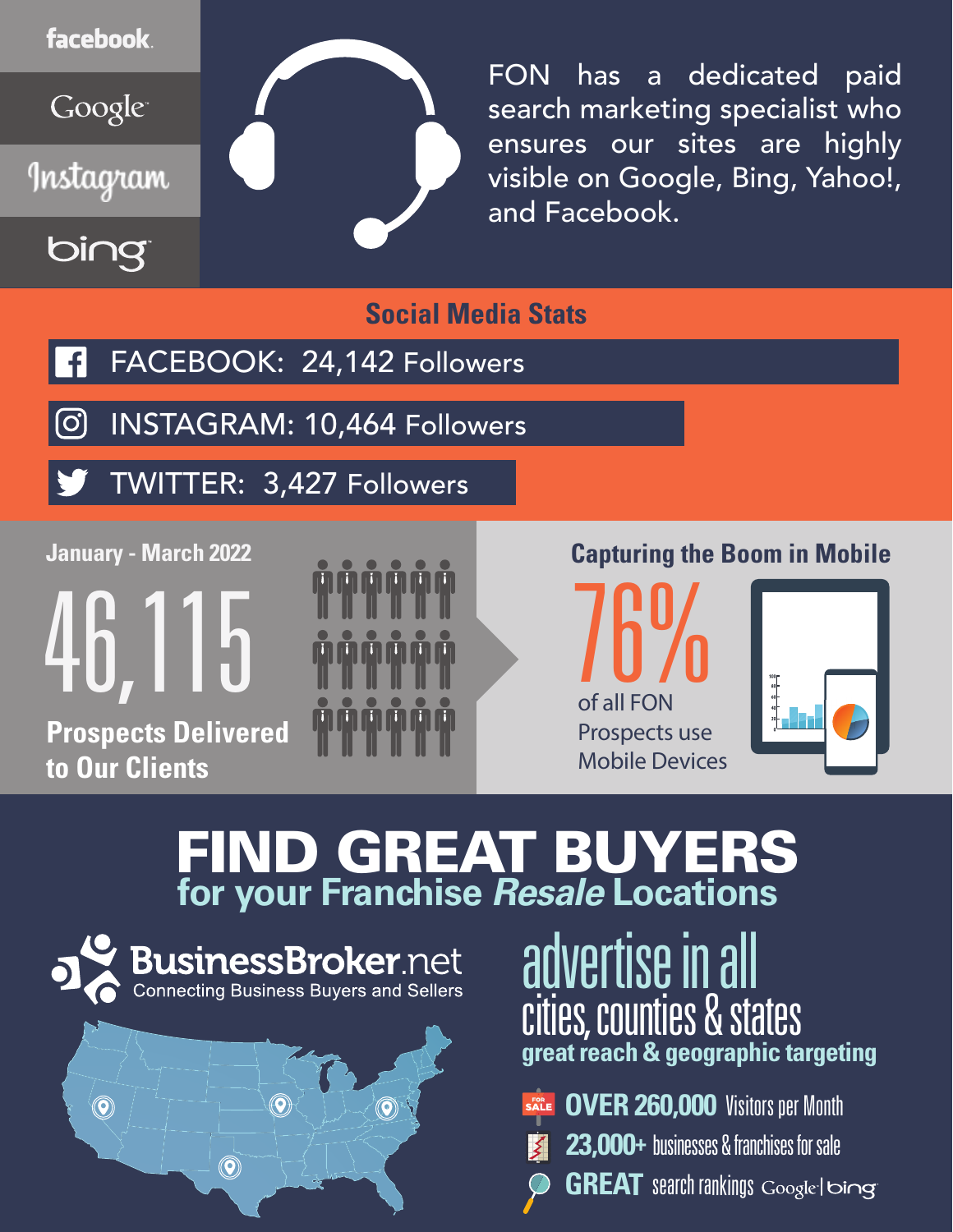facebook

Google

Instagram

bing

FON has a dedicated paid search marketing specialist who ensures our sites are highly visible on Google, Bing, Yahoo!, and Facebook.

## Social Media Stats

- FACEBOOK: 24,142 Followers
- INSTAGRAM: 10,464 Followers
- TWITTER: 3,427 Followers

**January - March 2022**

# 46,115

**Prospects Delivered to Our Clients**

**Capturing the Boom in Mobile**

# 76%

of all FON Prospects use Mobile Devices

# FIND GREAT BUYERS

## for your Franchise *Resale* Locations

**BusinessBroker.net**
Connecting Business Buyers and Sellers

advertise in all cities, counties & states

**great reach & geographic targeting**

- **OVER 260,000** Visitors per Month
- **23,000+** businesses & franchises for sale
- **GREAT** search rankings Google | bing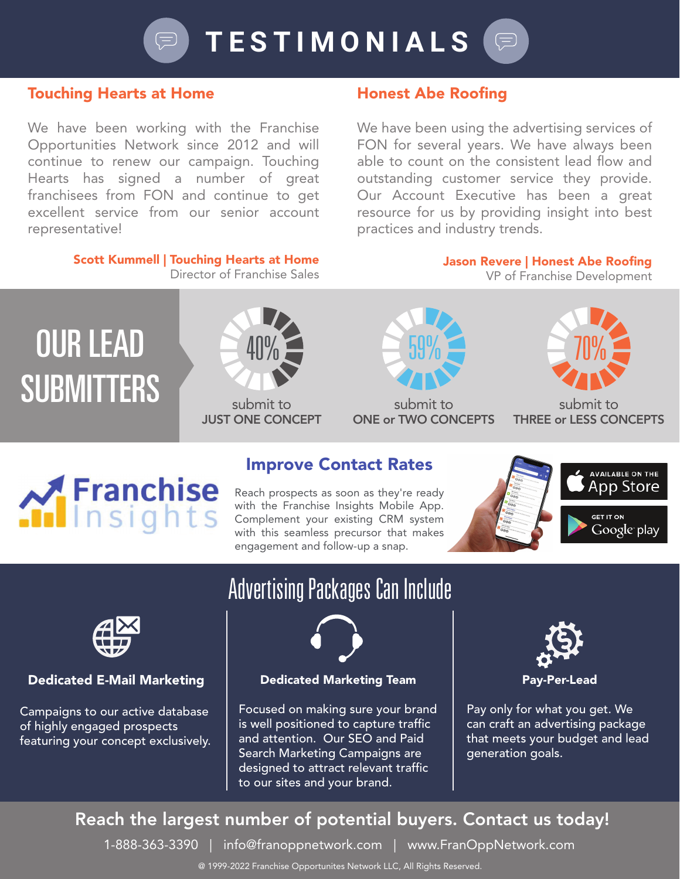# TESTIMONIALS

## Touching Hearts at Home

We have been working with the Franchise Opportunities Network since 2012 and will continue to renew our campaign. Touching Hearts has signed a number of great franchisees from FON and continue to get excellent service from our senior account representative!

**Scott Kummell | Touching Hearts at Home**
Director of Franchise Sales

## Honest Abe Roofing

We have been using the advertising services of FON for several years. We have always been able to count on the consistent lead flow and outstanding customer service they provide. Our Account Executive has been a great resource for us by providing insight into best practices and industry trends.

**Jason Revere | Honest Abe Roofing**
VP of Franchise Development

## OUR LEAD SUBMITTERS

40%
submit to
JUST ONE CONCEPT

59%
submit to
ONE or TWO CONCEPTS

70%
submit to
THREE or LESS CONCEPTS

Franchise Insights

## Improve Contact Rates

Reach prospects as soon as they're ready with the Franchise Insights Mobile App. Complement your existing CRM system with this seamless precursor that makes engagement and follow-up a snap.

AVAILABLE ON THE App Store

GET IT ON Google play

## Advertising Packages Can Include

### Dedicated E-Mail Marketing

Campaigns to our active database of highly engaged prospects featuring your concept exclusively.

### Dedicated Marketing Team

Focused on making sure your brand is well positioned to capture traffic and attention. Our SEO and Paid Search Marketing Campaigns are designed to attract relevant traffic to our sites and your brand.

### Pay-Per-Lead

Pay only for what you get. We can craft an advertising package that meets your budget and lead generation goals.

**Reach the largest number of potential buyers. Contact us today!**

1-888-363-3390 | info@franoppnetwork.com | www.FranOppNetwork.com

@ 1999-2022 Franchise Opportunites Network LLC, All Rights Reserved.